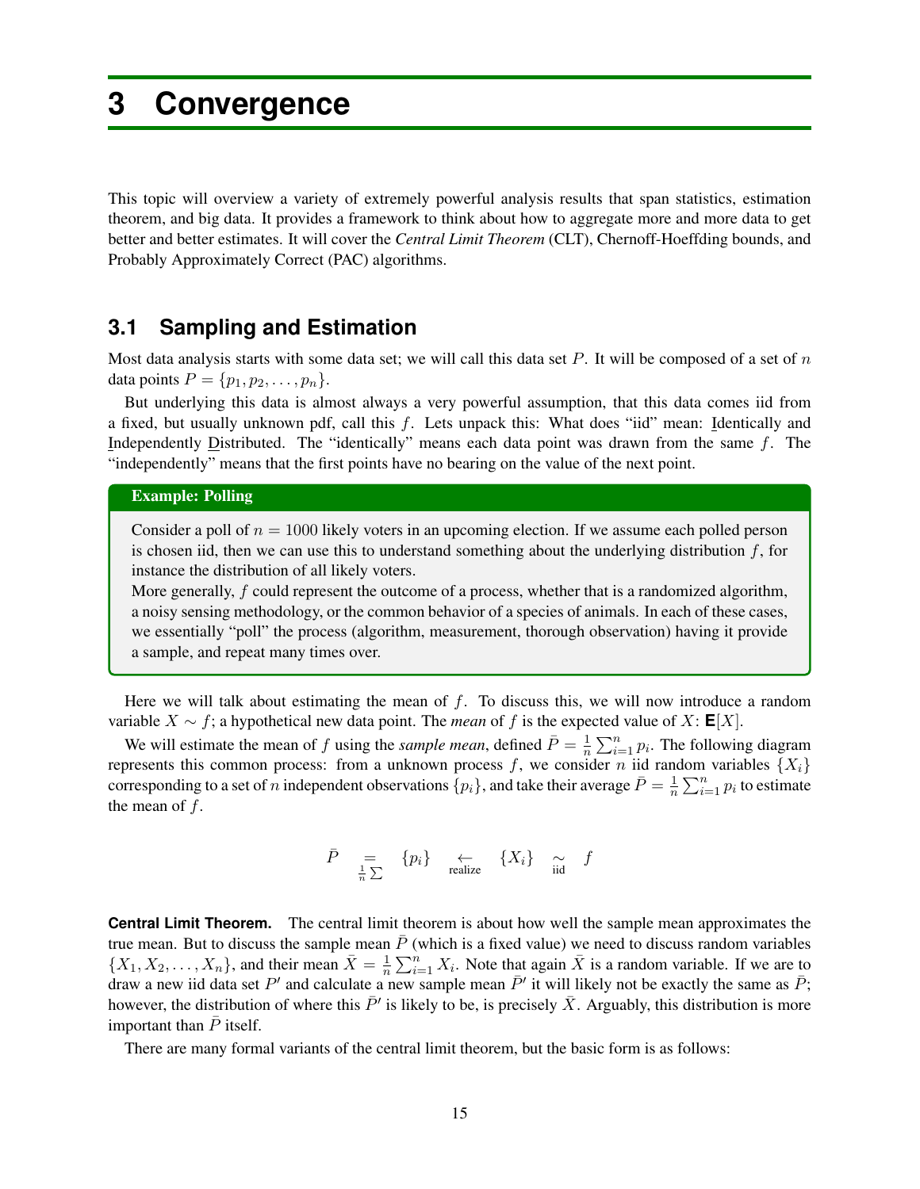# 3 Convergence

This topic will overview a variety of extremely powerful analysis results that span statistics, estimation theorem, and big data. It provides a framework to think about how to aggregate more and more data to get better and better estimates. It will cover the *Central Limit Theorem* (CLT), Chernoff-Hoeffding bounds, and Probably Approximately Correct (PAC) algorithms.

## 3.1 Sampling and Estimation

Most data analysis starts with some data set; we will call this data set $P$. It will be composed of a set of $n$ data points $P = \{p_1, p_2, \ldots, p_n\}$.

But underlying this data is almost always a very powerful assumption, that this data comes iid from a fixed, but usually unknown pdf, call this $f$. Lets unpack this: What does "iid" mean: Identically and Independently Distributed. The "identically" means each data point was drawn from the same $f$. The "independently" means that the first points have no bearing on the value of the next point.

> **Example: Polling**
>
> Consider a poll of $n = 1000$ likely voters in an upcoming election. If we assume each polled person is chosen iid, then we can use this to understand something about the underlying distribution $f$, for instance the distribution of all likely voters.
>
> More generally, $f$ could represent the outcome of a process, whether that is a randomized algorithm, a noisy sensing methodology, or the common behavior of a species of animals. In each of these cases, we essentially "poll" the process (algorithm, measurement, thorough observation) having it provide a sample, and repeat many times over.

Here we will talk about estimating the mean of $f$. To discuss this, we will now introduce a random variable $X \sim f$; a hypothetical new data point. The *mean* of $f$ is the expected value of $X$: $\mathbf{E}[X]$.

We will estimate the mean of $f$ using the *sample mean*, defined $\bar{P} = \frac{1}{n}\sum_{i=1}^{n} p_i$. The following diagram represents this common process: from a unknown process $f$, we consider $n$ iid random variables $\{X_i\}$ corresponding to a set of $n$ independent observations $\{p_i\}$, and take their average $\bar{P} = \frac{1}{n}\sum_{i=1}^{n} p_i$ to estimate the mean of $f$.

$$\bar{P} \underset{\frac{1}{n}\sum}{=} \{p_i\} \underset{\text{realize}}{\leftarrow} \{X_i\} \underset{\text{iid}}{\sim} f$$

**Central Limit Theorem.** The central limit theorem is about how well the sample mean approximates the true mean. But to discuss the sample mean $\bar{P}$ (which is a fixed value) we need to discuss random variables $\{X_1, X_2, \ldots, X_n\}$, and their mean $\bar{X} = \frac{1}{n}\sum_{i=1}^{n} X_i$. Note that again $\bar{X}$ is a random variable. If we are to draw a new iid data set $P'$ and calculate a new sample mean $\bar{P}'$ it will likely not be exactly the same as $\bar{P}$; however, the distribution of where this $\bar{P}'$ is likely to be, is precisely $\bar{X}$. Arguably, this distribution is more important than $\bar{P}$ itself.

There are many formal variants of the central limit theorem, but the basic form is as follows: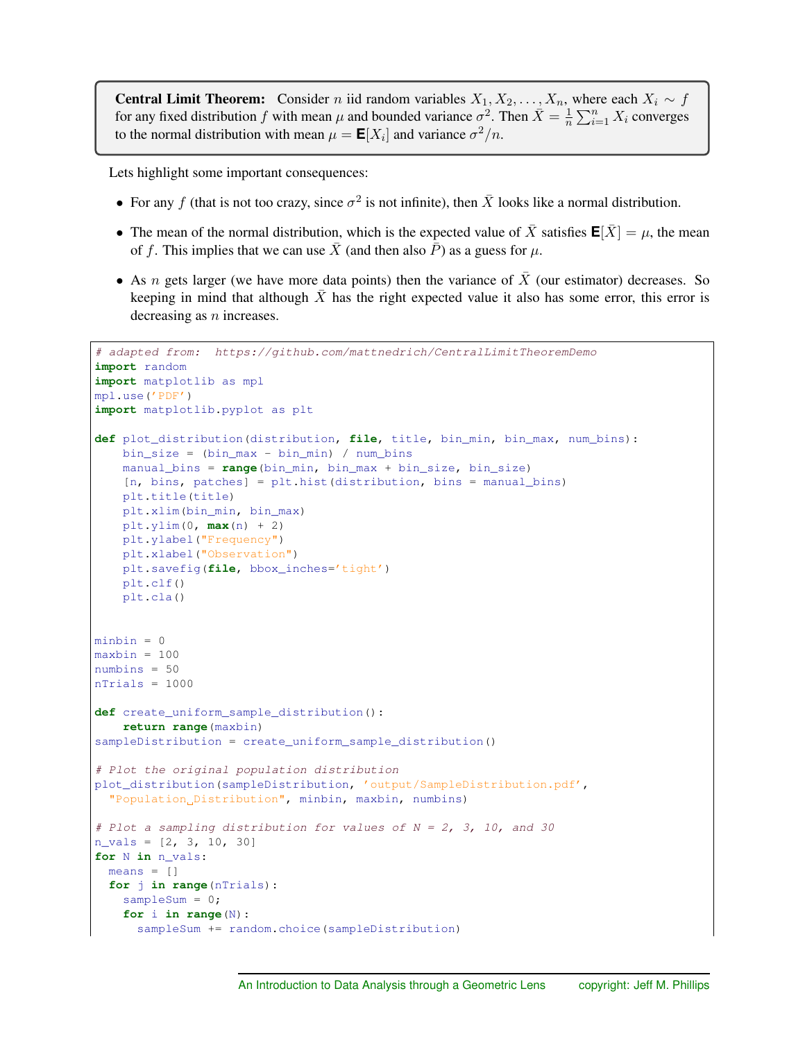**Central Limit Theorem:** Consider $n$ iid random variables $X_1, X_2, \ldots, X_n$, where each $X_i \sim f$ for any fixed distribution $f$ with mean $\mu$ and bounded variance $\sigma^2$. Then $\bar{X} = \frac{1}{n}\sum_{i=1}^{n} X_i$ converges to the normal distribution with mean $\mu = \mathbf{E}[X_i]$ and variance $\sigma^2/n$.

Lets highlight some important consequences:

- For any $f$ (that is not too crazy, since $\sigma^2$ is not infinite), then $\bar{X}$ looks like a normal distribution.
- The mean of the normal distribution, which is the expected value of $\bar{X}$ satisfies $\mathbf{E}[\bar{X}] = \mu$, the mean of $f$. This implies that we can use $\bar{X}$ (and then also $\bar{P}$) as a guess for $\mu$.
- As $n$ gets larger (we have more data points) then the variance of $\bar{X}$ (our estimator) decreases. So keeping in mind that although $\bar{X}$ has the right expected value it also has some error, this error is decreasing as $n$ increases.

```
# adapted from:  https://github.com/mattnedrich/CentralLimitTheoremDemo
import random
import matplotlib as mpl
mpl.use('PDF')
import matplotlib.pyplot as plt

def plot_distribution(distribution, file, title, bin_min, bin_max, num_bins):
    bin_size = (bin_max - bin_min) / num_bins
    manual_bins = range(bin_min, bin_max + bin_size, bin_size)
    [n, bins, patches] = plt.hist(distribution, bins = manual_bins)
    plt.title(title)
    plt.xlim(bin_min, bin_max)
    plt.ylim(0, max(n) + 2)
    plt.ylabel("Frequency")
    plt.xlabel("Observation")
    plt.savefig(file, bbox_inches='tight')
    plt.clf()
    plt.cla()


minbin = 0
maxbin = 100
numbins = 50
nTrials = 1000

def create_uniform_sample_distribution():
    return range(maxbin)
sampleDistribution = create_uniform_sample_distribution()

# Plot the original population distribution
plot_distribution(sampleDistribution, 'output/SampleDistribution.pdf',
  "Population Distribution", minbin, maxbin, numbins)

# Plot a sampling distribution for values of N = 2, 3, 10, and 30
n_vals = [2, 3, 10, 30]
for N in n_vals:
  means = []
  for j in range(nTrials):
    sampleSum = 0;
    for i in range(N):
      sampleSum += random.choice(sampleDistribution)
```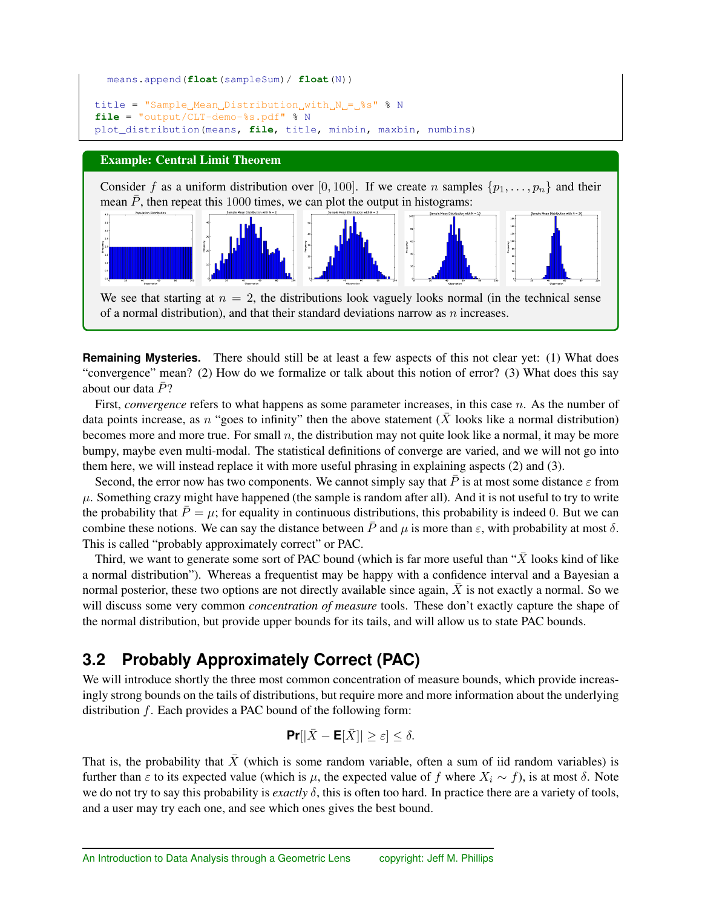```
    means.append(float(sampleSum)/ float(N))

title = "Sample␣Mean␣Distribution␣with␣N␣=␣%s" % N
file = "output/CLT-demo-%s.pdf" % N
plot_distribution(means, file, title, minbin, maxbin, numbins)
```

**Example: Central Limit Theorem**

Consider $f$ as a uniform distribution over $[0, 100]$. If we create $n$ samples $\{p_1, \ldots, p_n\}$ and their mean $\bar{P}$, then repeat this $1000$ times, we can plot the output in histograms:

We see that starting at $n = 2$, the distributions look vaguely looks normal (in the technical sense of a normal distribution), and that their standard deviations narrow as $n$ increases.

**Remaining Mysteries.** There should still be at least a few aspects of this not clear yet: (1) What does "convergence" mean? (2) How do we formalize or talk about this notion of error? (3) What does this say about our data $\bar{P}$?

First, *convergence* refers to what happens as some parameter increases, in this case $n$. As the number of data points increase, as $n$ "goes to infinity" then the above statement ($\bar{X}$ looks like a normal distribution) becomes more and more true. For small $n$, the distribution may not quite look like a normal, it may be more bumpy, maybe even multi-modal. The statistical definitions of converge are varied, and we will not go into them here, we will instead replace it with more useful phrasing in explaining aspects (2) and (3).

Second, the error now has two components. We cannot simply say that $\bar{P}$ is at most some distance $\varepsilon$ from $\mu$. Something crazy might have happened (the sample is random after all). And it is not useful to try to write the probability that $\bar{P} = \mu$; for equality in continuous distributions, this probability is indeed 0. But we can combine these notions. We can say the distance between $\bar{P}$ and $\mu$ is more than $\varepsilon$, with probability at most $\delta$. This is called "probably approximately correct" or PAC.

Third, we want to generate some sort of PAC bound (which is far more useful than "$\bar{X}$ looks kind of like a normal distribution"). Whereas a frequentist may be happy with a confidence interval and a Bayesian a normal posterior, these two options are not directly available since again, $\bar{X}$ is not exactly a normal. So we will discuss some very common *concentration of measure* tools. These don't exactly capture the shape of the normal distribution, but provide upper bounds for its tails, and will allow us to state PAC bounds.

## 3.2 Probably Approximately Correct (PAC)

We will introduce shortly the three most common concentration of measure bounds, which provide increasingly strong bounds on the tails of distributions, but require more and more information about the underlying distribution $f$. Each provides a PAC bound of the following form:

$$\textbf{Pr}[|\bar{X} - \textbf{E}[\bar{X}]| \geq \varepsilon] \leq \delta.$$

That is, the probability that $\bar{X}$ (which is some random variable, often a sum of iid random variables) is further than $\varepsilon$ to its expected value (which is $\mu$, the expected value of $f$ where $X_i \sim f$), is at most $\delta$. Note we do not try to say this probability is *exactly* $\delta$, this is often too hard. In practice there are a variety of tools, and a user may try each one, and see which ones gives the best bound.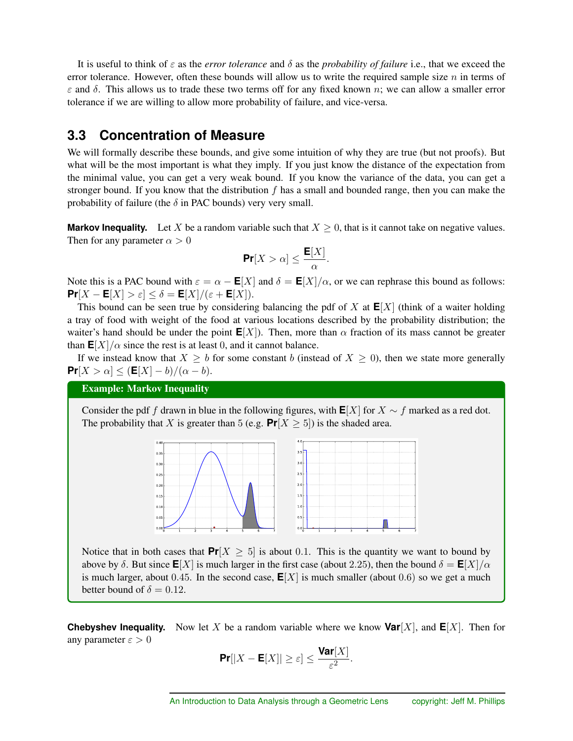It is useful to think of $\varepsilon$ as the *error tolerance* and $\delta$ as the *probability of failure* i.e., that we exceed the error tolerance. However, often these bounds will allow us to write the required sample size $n$ in terms of $\varepsilon$ and $\delta$. This allows us to trade these two terms off for any fixed known $n$; we can allow a smaller error tolerance if we are willing to allow more probability of failure, and vice-versa.

## 3.3 Concentration of Measure

We will formally describe these bounds, and give some intuition of why they are true (but not proofs). But what will be the most important is what they imply. If you just know the distance of the expectation from the minimal value, you can get a very weak bound. If you know the variance of the data, you can get a stronger bound. If you know that the distribution $f$ has a small and bounded range, then you can make the probability of failure (the $\delta$ in PAC bounds) very very small.

**Markov Inequality.** Let $X$ be a random variable such that $X \geq 0$, that is it cannot take on negative values. Then for any parameter $\alpha > 0$

$$\mathbf{Pr}[X > \alpha] \leq \frac{\mathbf{E}[X]}{\alpha}.$$

Note this is a PAC bound with $\varepsilon = \alpha - \mathbf{E}[X]$ and $\delta = \mathbf{E}[X]/\alpha$, or we can rephrase this bound as follows: $\mathbf{Pr}[X - \mathbf{E}[X] > \varepsilon] \leq \delta = \mathbf{E}[X]/(\varepsilon + \mathbf{E}[X])$.

This bound can be seen true by considering balancing the pdf of $X$ at $\mathbf{E}[X]$ (think of a waiter holding a tray of food with weight of the food at various locations described by the probability distribution; the waiter's hand should be under the point $\mathbf{E}[X]$). Then, more than $\alpha$ fraction of its mass cannot be greater than $\mathbf{E}[X]/\alpha$ since the rest is at least 0, and it cannot balance.

If we instead know that $X \geq b$ for some constant $b$ (instead of $X \geq 0$), then we state more generally $\mathbf{Pr}[X > \alpha] \leq (\mathbf{E}[X] - b)/(\alpha - b)$.

**Example: Markov Inequality**

Consider the pdf $f$ drawn in blue in the following figures, with $\mathbf{E}[X]$ for $X \sim f$ marked as a red dot. The probability that $X$ is greater than 5 (e.g. $\mathbf{Pr}[X \geq 5]$) is the shaded area.

Notice that in both cases that $\mathbf{Pr}[X \geq 5]$ is about 0.1. This is the quantity we want to bound by above by $\delta$. But since $\mathbf{E}[X]$ is much larger in the first case (about 2.25), then the bound $\delta = \mathbf{E}[X]/\alpha$ is much larger, about 0.45. In the second case, $\mathbf{E}[X]$ is much smaller (about 0.6) so we get a much better bound of $\delta = 0.12$.

**Chebyshev Inequality.** Now let $X$ be a random variable where we know $\mathbf{Var}[X]$, and $\mathbf{E}[X]$. Then for any parameter $\varepsilon > 0$

$$\mathbf{Pr}[|X - \mathbf{E}[X]| \geq \varepsilon] \leq \frac{\mathbf{Var}[X]}{\varepsilon^2}.$$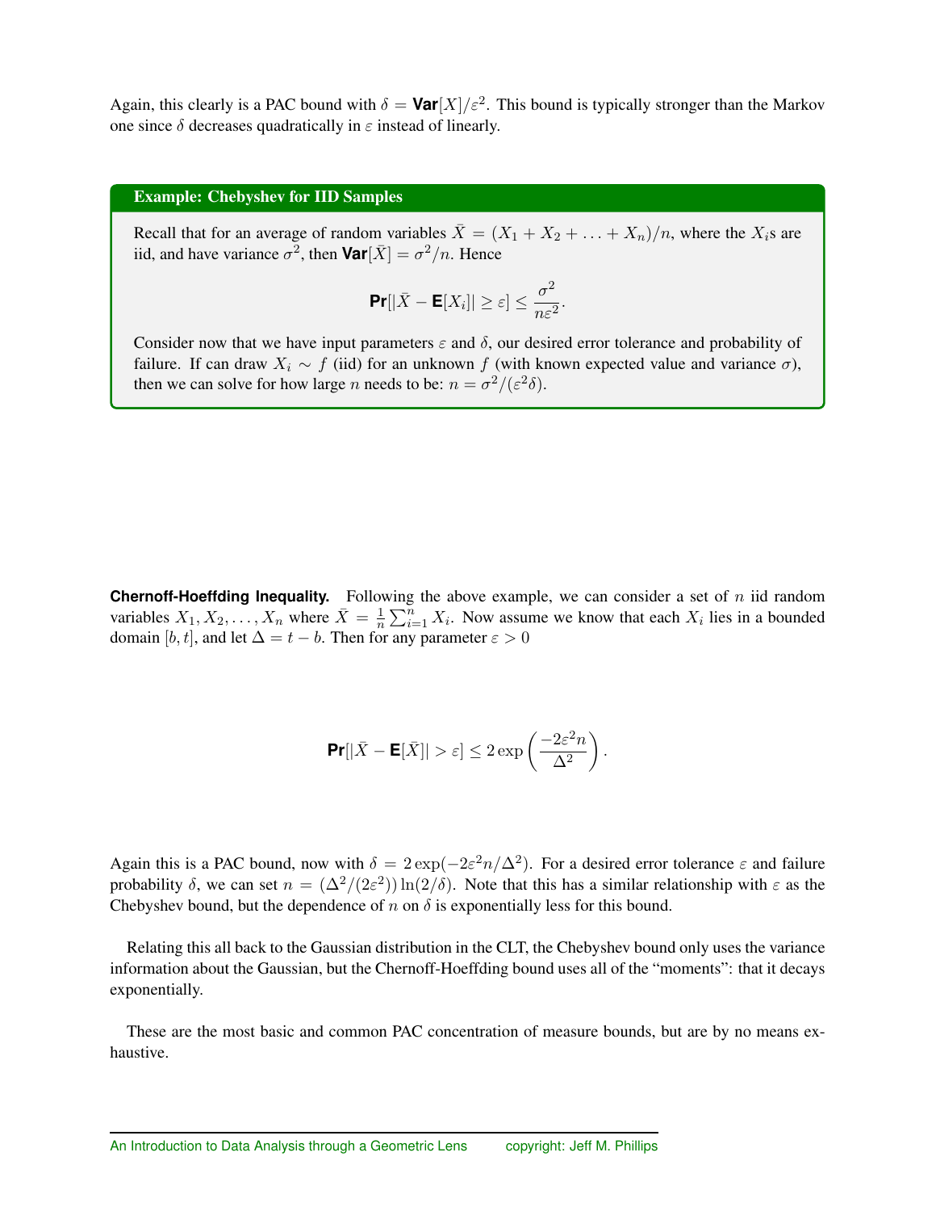Again, this clearly is a PAC bound with $\delta = \textbf{Var}[X]/\varepsilon^2$. This bound is typically stronger than the Markov one since $\delta$ decreases quadratically in $\varepsilon$ instead of linearly.

**Example: Chebyshev for IID Samples**

Recall that for an average of random variables $\bar{X} = (X_1 + X_2 + \ldots + X_n)/n$, where the $X_i$s are iid, and have variance $\sigma^2$, then $\textbf{Var}[\bar{X}] = \sigma^2/n$. Hence

$$\textbf{Pr}[|\bar{X} - \textbf{E}[X_i]| \geq \varepsilon] \leq \frac{\sigma^2}{n\varepsilon^2}.$$

Consider now that we have input parameters $\varepsilon$ and $\delta$, our desired error tolerance and probability of failure. If can draw $X_i \sim f$ (iid) for an unknown $f$ (with known expected value and variance $\sigma$), then we can solve for how large $n$ needs to be: $n = \sigma^2/(\varepsilon^2\delta)$.

**Chernoff-Hoeffding Inequality.** Following the above example, we can consider a set of $n$ iid random variables $X_1, X_2, \ldots, X_n$ where $\bar{X} = \frac{1}{n}\sum_{i=1}^{n} X_i$. Now assume we know that each $X_i$ lies in a bounded domain $[b, t]$, and let $\Delta = t - b$. Then for any parameter $\varepsilon > 0$

$$\textbf{Pr}[|\bar{X} - \textbf{E}[\bar{X}]| > \varepsilon] \leq 2\exp\left(\frac{-2\varepsilon^2 n}{\Delta^2}\right).$$

Again this is a PAC bound, now with $\delta = 2\exp(-2\varepsilon^2 n/\Delta^2)$. For a desired error tolerance $\varepsilon$ and failure probability $\delta$, we can set $n = (\Delta^2/(2\varepsilon^2))\ln(2/\delta)$. Note that this has a similar relationship with $\varepsilon$ as the Chebyshev bound, but the dependence of $n$ on $\delta$ is exponentially less for this bound.

Relating this all back to the Gaussian distribution in the CLT, the Chebyshev bound only uses the variance information about the Gaussian, but the Chernoff-Hoeffding bound uses all of the "moments": that it decays exponentially.

These are the most basic and common PAC concentration of measure bounds, but are by no means exhaustive.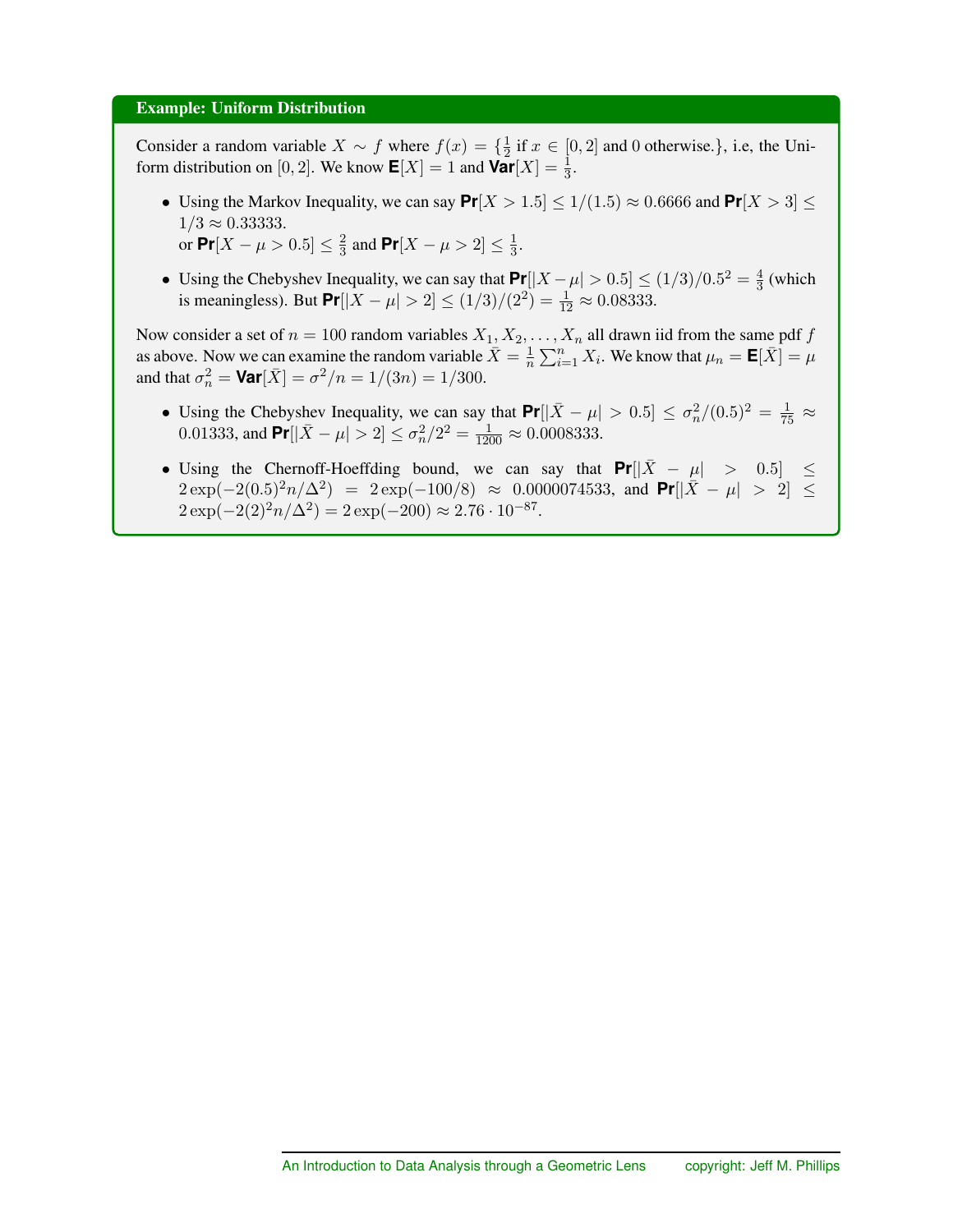**Example: Uniform Distribution**

Consider a random variable $X \sim f$ where $f(x) = \{\frac{1}{2}$ if $x \in [0, 2]$ and 0 otherwise.$\}$, i.e, the Uniform distribution on $[0, 2]$. We know $\mathbf{E}[X] = 1$ and $\mathbf{Var}[X] = \frac{1}{3}$.

- Using the Markov Inequality, we can say $\mathbf{Pr}[X > 1.5] \leq 1/(1.5) \approx 0.6666$ and $\mathbf{Pr}[X > 3] \leq 1/3 \approx 0.33333$.
  or $\mathbf{Pr}[X - \mu > 0.5] \leq \frac{2}{3}$ and $\mathbf{Pr}[X - \mu > 2] \leq \frac{1}{3}$.
- Using the Chebyshev Inequality, we can say that $\mathbf{Pr}[|X - \mu| > 0.5] \leq (1/3)/0.5^2 = \frac{4}{3}$ (which is meaningless). But $\mathbf{Pr}[|X - \mu| > 2] \leq (1/3)/(2^2) = \frac{1}{12} \approx 0.08333$.

Now consider a set of $n = 100$ random variables $X_1, X_2, \ldots, X_n$ all drawn iid from the same pdf $f$ as above. Now we can examine the random variable $\bar{X} = \frac{1}{n}\sum_{i=1}^{n} X_i$. We know that $\mu_n = \mathbf{E}[\bar{X}] = \mu$ and that $\sigma_n^2 = \mathbf{Var}[\bar{X}] = \sigma^2/n = 1/(3n) = 1/300$.

- Using the Chebyshev Inequality, we can say that $\mathbf{Pr}[|\bar{X} - \mu| > 0.5] \leq \sigma_n^2/(0.5)^2 = \frac{1}{75} \approx 0.01333$, and $\mathbf{Pr}[|\bar{X} - \mu| > 2] \leq \sigma_n^2/2^2 = \frac{1}{1200} \approx 0.0008333$.
- Using the Chernoff-Hoeffding bound, we can say that $\mathbf{Pr}[|\bar{X} - \mu| > 0.5] \leq 2\exp(-2(0.5)^2 n/\Delta^2) = 2\exp(-100/8) \approx 0.0000074533$, and $\mathbf{Pr}[|\bar{X} - \mu| > 2] \leq 2\exp(-2(2)^2 n/\Delta^2) = 2\exp(-200) \approx 2.76 \cdot 10^{-87}$.